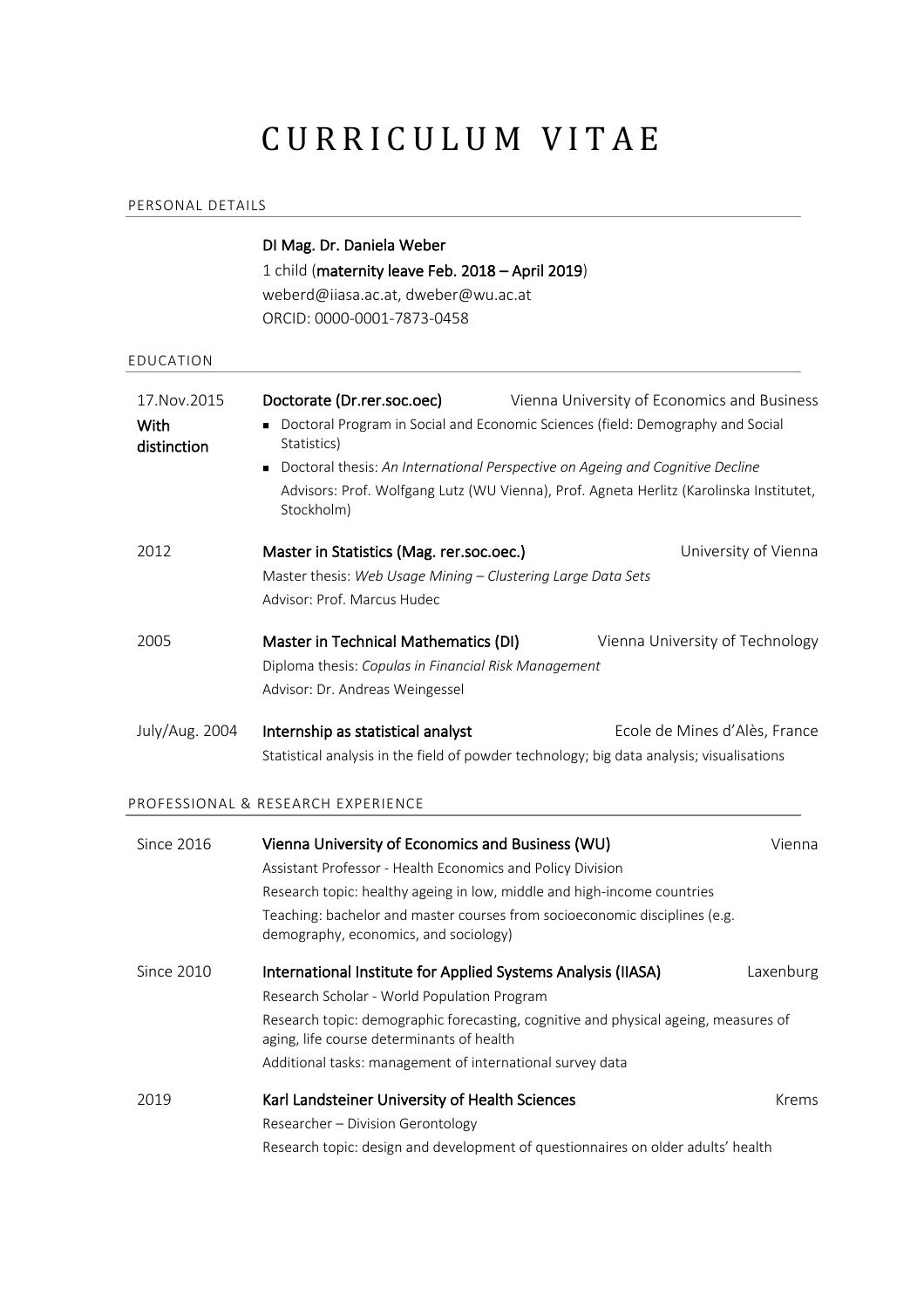# CURRICULUM VITAE

## PERSONAL DETAILS

**DI Mag. Dr. Daniela Weber**
1 child (**maternity leave Feb. 2018 – April 2019**)
weberd@iiasa.ac.at, dweber@wu.ac.at
ORCID: 0000-0001-7873-0458

## EDUCATION

17.Nov.2015
**With distinction**

**Doctorate (Dr.rer.soc.oec)** — Vienna University of Economics and Business

- Doctoral Program in Social and Economic Sciences (field: Demography and Social Statistics)
- Doctoral thesis: *An International Perspective on Ageing and Cognitive Decline*
  Advisors: Prof. Wolfgang Lutz (WU Vienna), Prof. Agneta Herlitz (Karolinska Institutet, Stockholm)

2012

**Master in Statistics (Mag. rer.soc.oec.)** — University of Vienna
Master thesis: *Web Usage Mining – Clustering Large Data Sets*
Advisor: Prof. Marcus Hudec

2005

**Master in Technical Mathematics (DI)** — Vienna University of Technology
Diploma thesis: *Copulas in Financial Risk Management*
Advisor: Dr. Andreas Weingessel

July/Aug. 2004

**Internship as statistical analyst** — Ecole de Mines d'Alès, France
Statistical analysis in the field of powder technology; big data analysis; visualisations

## PROFESSIONAL & RESEARCH EXPERIENCE

Since 2016

**Vienna University of Economics and Business (WU)** — Vienna
Assistant Professor - Health Economics and Policy Division
Research topic: healthy ageing in low, middle and high-income countries
Teaching: bachelor and master courses from socioeconomic disciplines (e.g. demography, economics, and sociology)

Since 2010

**International Institute for Applied Systems Analysis (IIASA)** — Laxenburg
Research Scholar - World Population Program
Research topic: demographic forecasting, cognitive and physical ageing, measures of aging, life course determinants of health
Additional tasks: management of international survey data

2019

**Karl Landsteiner University of Health Sciences** — Krems
Researcher – Division Gerontology
Research topic: design and development of questionnaires on older adults' health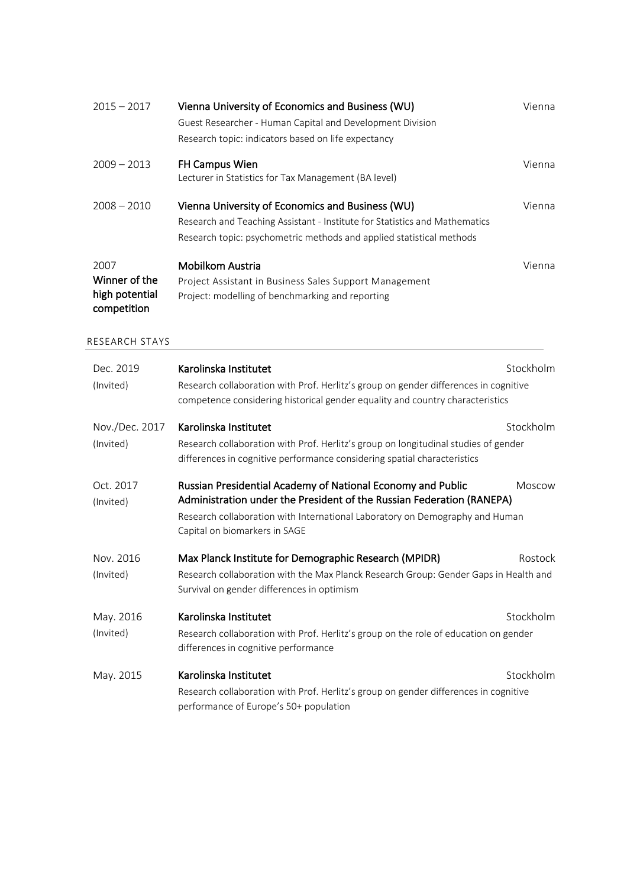**2015 – 2017** — **Vienna University of Economics and Business (WU)** — Vienna
Guest Researcher - Human Capital and Development Division
Research topic: indicators based on life expectancy

**2009 – 2013** — **FH Campus Wien** — Vienna
Lecturer in Statistics for Tax Management (BA level)

**2008 – 2010** — **Vienna University of Economics and Business (WU)** — Vienna
Research and Teaching Assistant - Institute for Statistics and Mathematics
Research topic: psychometric methods and applied statistical methods

**2007** — **Mobilkom Austria** — Vienna
**Winner of the high potential competition**
Project Assistant in Business Sales Support Management
Project: modelling of benchmarking and reporting

## RESEARCH STAYS

**Dec. 2019 (Invited)** — **Karolinska Institutet** — Stockholm
Research collaboration with Prof. Herlitz's group on gender differences in cognitive competence considering historical gender equality and country characteristics

**Nov./Dec. 2017 (Invited)** — **Karolinska Institutet** — Stockholm
Research collaboration with Prof. Herlitz's group on longitudinal studies of gender differences in cognitive performance considering spatial characteristics

**Oct. 2017 (Invited)** — **Russian Presidential Academy of National Economy and Public Administration under the President of the Russian Federation (RANEPA)** — Moscow
Research collaboration with International Laboratory on Demography and Human Capital on biomarkers in SAGE

**Nov. 2016 (Invited)** — **Max Planck Institute for Demographic Research (MPIDR)** — Rostock
Research collaboration with the Max Planck Research Group: Gender Gaps in Health and Survival on gender differences in optimism

**May. 2016 (Invited)** — **Karolinska Institutet** — Stockholm
Research collaboration with Prof. Herlitz's group on the role of education on gender differences in cognitive performance

**May. 2015** — **Karolinska Institutet** — Stockholm
Research collaboration with Prof. Herlitz's group on gender differences in cognitive performance of Europe's 50+ population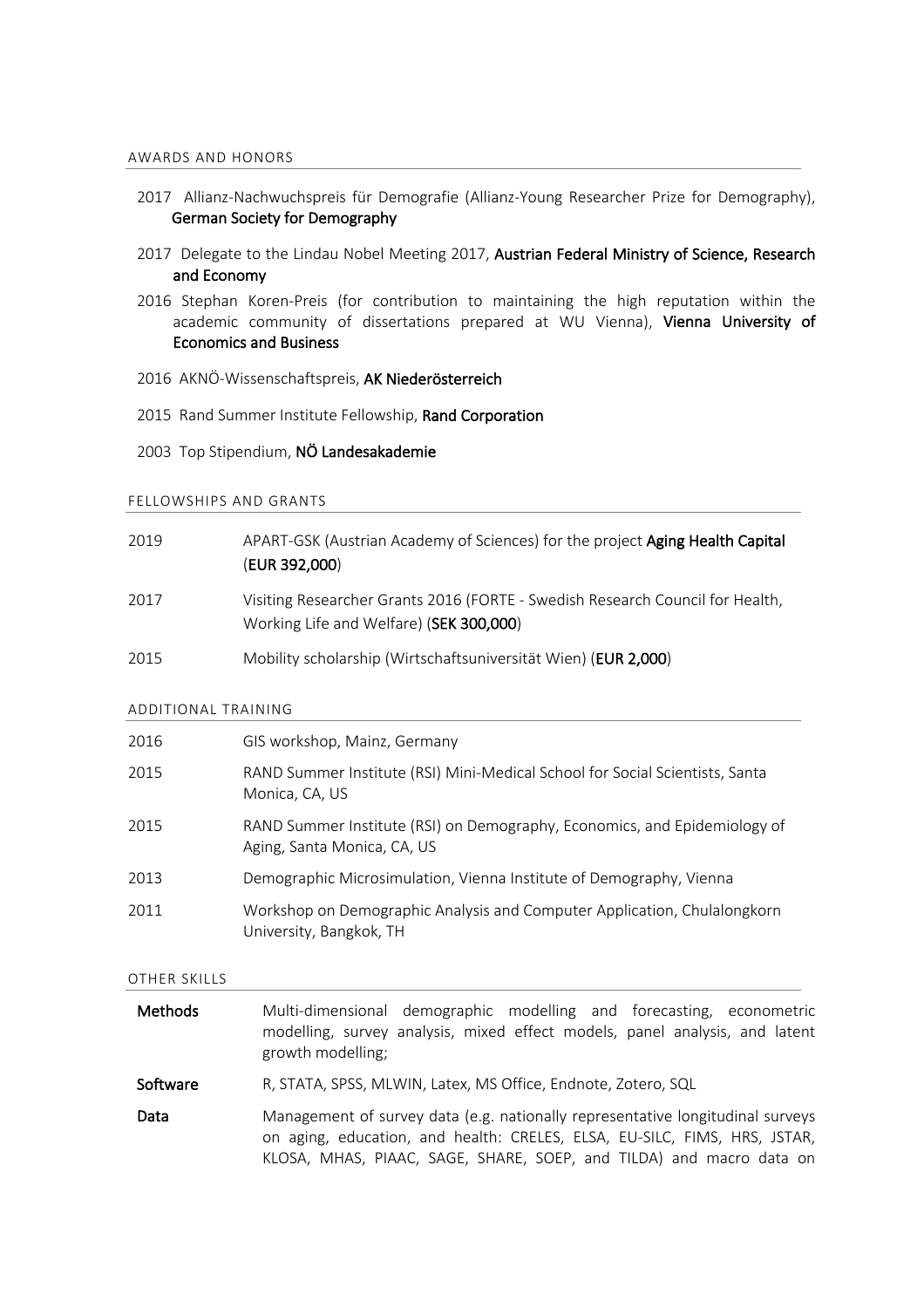## AWARDS AND HONORS

- 2017 Allianz-Nachwuchspreis für Demografie (Allianz-Young Researcher Prize for Demography), **German Society for Demography**
- 2017 Delegate to the Lindau Nobel Meeting 2017, **Austrian Federal Ministry of Science, Research and Economy**
- 2016 Stephan Koren-Preis (for contribution to maintaining the high reputation within the academic community of dissertations prepared at WU Vienna), **Vienna University of Economics and Business**
- 2016 AKNÖ-Wissenschaftspreis, **AK Niederösterreich**
- 2015 Rand Summer Institute Fellowship, **Rand Corporation**
- 2003 Top Stipendium, **NÖ Landesakademie**

## FELLOWSHIPS AND GRANTS

| | |
|---|---|
| 2019 | APART-GSK (Austrian Academy of Sciences) for the project **Aging Health Capital** (**EUR 392,000**) |
| 2017 | Visiting Researcher Grants 2016 (FORTE - Swedish Research Council for Health, Working Life and Welfare) (**SEK 300,000**) |
| 2015 | Mobility scholarship (Wirtschaftsuniversität Wien) (**EUR 2,000**) |

## ADDITIONAL TRAINING

| | |
|---|---|
| 2016 | GIS workshop, Mainz, Germany |
| 2015 | RAND Summer Institute (RSI) Mini-Medical School for Social Scientists, Santa Monica, CA, US |
| 2015 | RAND Summer Institute (RSI) on Demography, Economics, and Epidemiology of Aging, Santa Monica, CA, US |
| 2013 | Demographic Microsimulation, Vienna Institute of Demography, Vienna |
| 2011 | Workshop on Demographic Analysis and Computer Application, Chulalongkorn University, Bangkok, TH |

## OTHER SKILLS

| | |
|---|---|
| **Methods** | Multi-dimensional demographic modelling and forecasting, econometric modelling, survey analysis, mixed effect models, panel analysis, and latent growth modelling; |
| **Software** | R, STATA, SPSS, MLWIN, Latex, MS Office, Endnote, Zotero, SQL |
| **Data** | Management of survey data (e.g. nationally representative longitudinal surveys on aging, education, and health: CRELES, ELSA, EU-SILC, FIMS, HRS, JSTAR, KLOSA, MHAS, PIAAC, SAGE, SHARE, SOEP, and TILDA) and macro data on |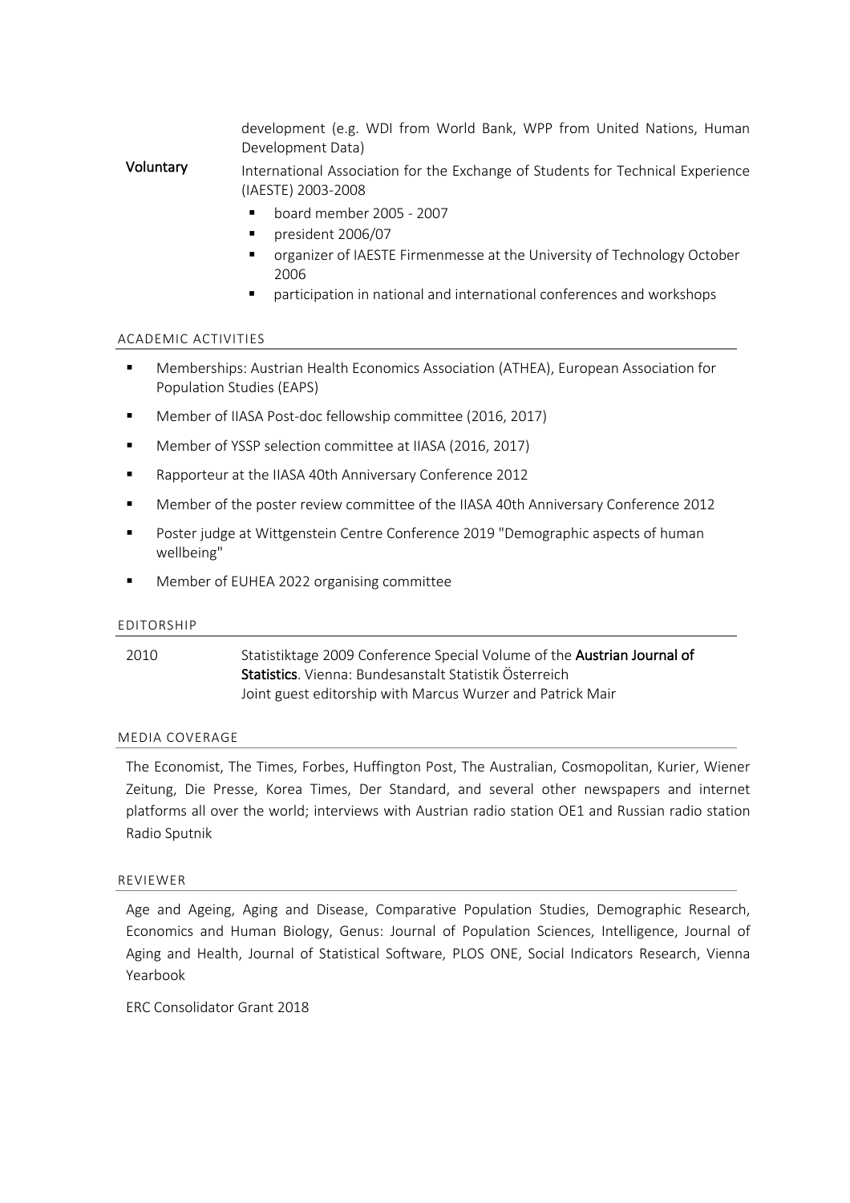development (e.g. WDI from World Bank, WPP from United Nations, Human Development Data)

**Voluntary**

International Association for the Exchange of Students for Technical Experience (IAESTE) 2003-2008

- board member 2005 - 2007
- president 2006/07
- organizer of IAESTE Firmenmesse at the University of Technology October 2006
- participation in national and international conferences and workshops

## ACADEMIC ACTIVITIES

- Memberships: Austrian Health Economics Association (ATHEA), European Association for Population Studies (EAPS)
- Member of IIASA Post-doc fellowship committee (2016, 2017)
- Member of YSSP selection committee at IIASA (2016, 2017)
- Rapporteur at the IIASA 40th Anniversary Conference 2012
- Member of the poster review committee of the IIASA 40th Anniversary Conference 2012
- Poster judge at Wittgenstein Centre Conference 2019 "Demographic aspects of human wellbeing"
- Member of EUHEA 2022 organising committee

## EDITORSHIP

2010 Statistiktage 2009 Conference Special Volume of the **Austrian Journal of Statistics**. Vienna: Bundesanstalt Statistik Österreich
Joint guest editorship with Marcus Wurzer and Patrick Mair

## MEDIA COVERAGE

The Economist, The Times, Forbes, Huffington Post, The Australian, Cosmopolitan, Kurier, Wiener Zeitung, Die Presse, Korea Times, Der Standard, and several other newspapers and internet platforms all over the world; interviews with Austrian radio station OE1 and Russian radio station Radio Sputnik

## REVIEWER

Age and Ageing, Aging and Disease, Comparative Population Studies, Demographic Research, Economics and Human Biology, Genus: Journal of Population Sciences, Intelligence, Journal of Aging and Health, Journal of Statistical Software, PLOS ONE, Social Indicators Research, Vienna Yearbook

ERC Consolidator Grant 2018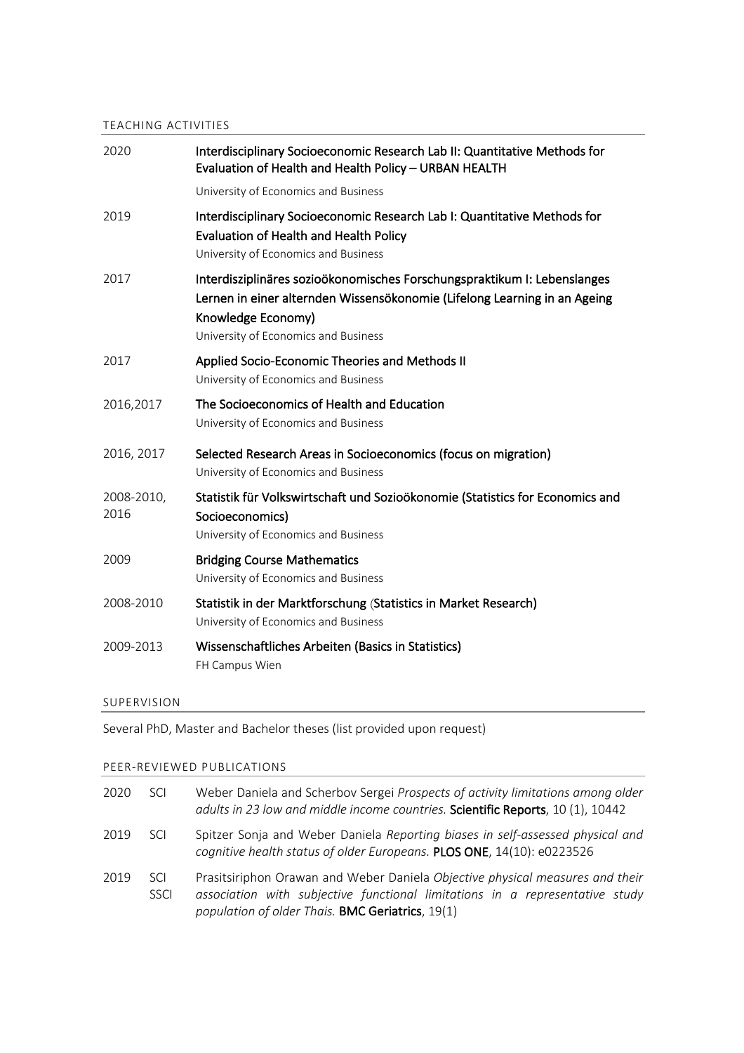## TEACHING ACTIVITIES

| | |
|---|---|
| 2020 | **Interdisciplinary Socioeconomic Research Lab II: Quantitative Methods for Evaluation of Health and Health Policy – URBAN HEALTH**<br>University of Economics and Business |
| 2019 | **Interdisciplinary Socioeconomic Research Lab I: Quantitative Methods for Evaluation of Health and Health Policy**<br>University of Economics and Business |
| 2017 | **Interdisziplinäres sozioökonomisches Forschungspraktikum I: Lebenslanges Lernen in einer alternden Wissensökonomie (Lifelong Learning in an Ageing Knowledge Economy)**<br>University of Economics and Business |
| 2017 | **Applied Socio-Economic Theories and Methods II**<br>University of Economics and Business |
| 2016,2017 | **The Socioeconomics of Health and Education**<br>University of Economics and Business |
| 2016, 2017 | **Selected Research Areas in Socioeconomics (focus on migration)**<br>University of Economics and Business |
| 2008-2010, 2016 | **Statistik für Volkswirtschaft und Sozioökonomie (Statistics for Economics and Socioeconomics)**<br>University of Economics and Business |
| 2009 | **Bridging Course Mathematics**<br>University of Economics and Business |
| 2008-2010 | **Statistik in der Marktforschung (Statistics in Market Research)**<br>University of Economics and Business |
| 2009-2013 | **Wissenschaftliches Arbeiten (Basics in Statistics)**<br>FH Campus Wien |

## SUPERVISION

Several PhD, Master and Bachelor theses (list provided upon request)

## PEER-REVIEWED PUBLICATIONS

| | | |
|---|---|---|
| 2020 | SCI | Weber Daniela and Scherbov Sergei *Prospects of activity limitations among older adults in 23 low and middle income countries.* **Scientific Reports**, 10 (1), 10442 |
| 2019 | SCI | Spitzer Sonja and Weber Daniela *Reporting biases in self-assessed physical and cognitive health status of older Europeans.* **PLOS ONE**, 14(10): e0223526 |
| 2019 | SCI SSCI | Prasitsiriphon Orawan and Weber Daniela *Objective physical measures and their association with subjective functional limitations in a representative study population of older Thais.* **BMC Geriatrics**, 19(1) |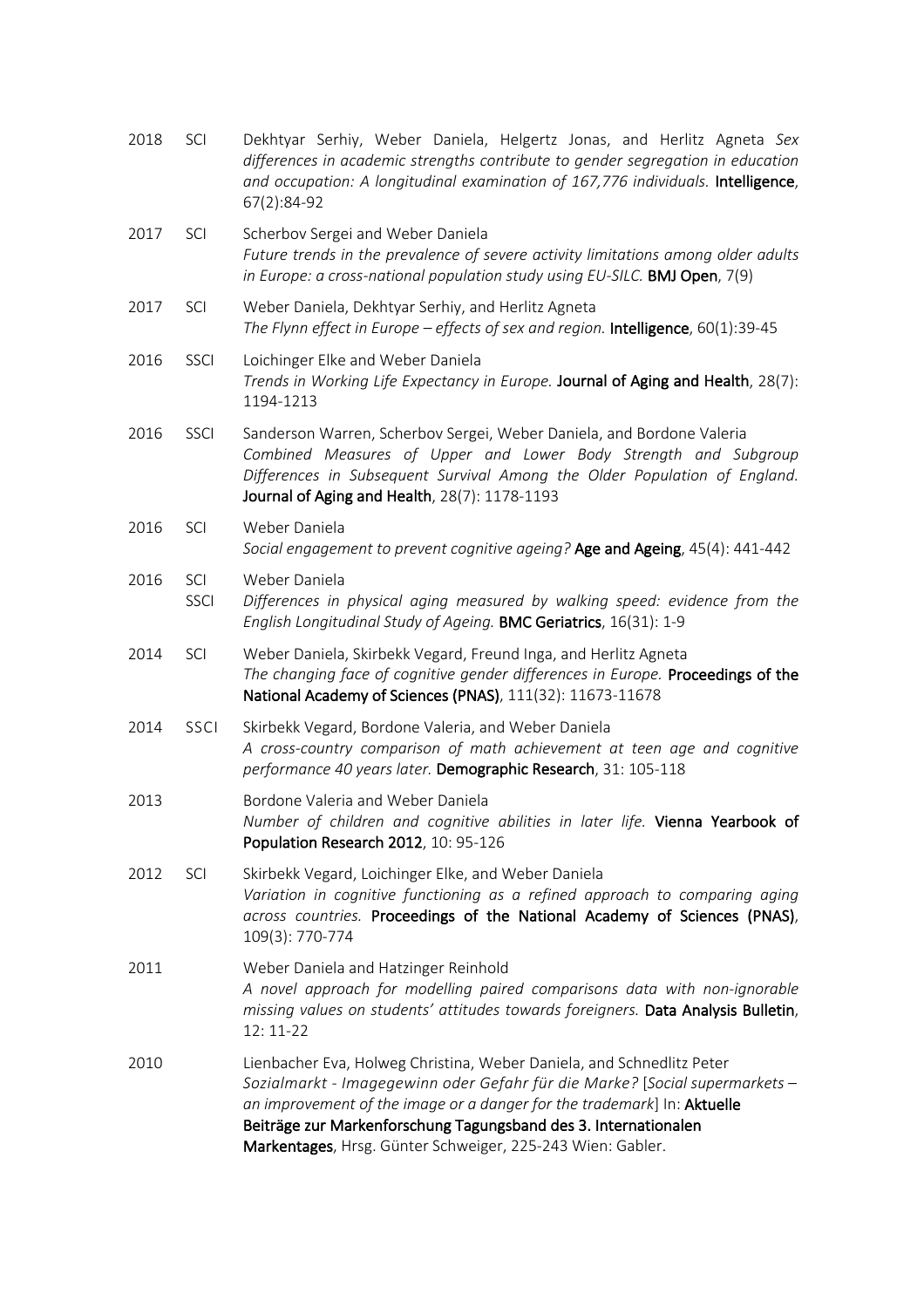2018 SCI Dekhtyar Serhiy, Weber Daniela, Helgertz Jonas, and Herlitz Agneta *Sex differences in academic strengths contribute to gender segregation in education and occupation: A longitudinal examination of 167,776 individuals.* **Intelligence**, 67(2):84-92

2017 SCI Scherbov Sergei and Weber Daniela
*Future trends in the prevalence of severe activity limitations among older adults in Europe: a cross-national population study using EU-SILC.* **BMJ Open**, 7(9)

2017 SCI Weber Daniela, Dekhtyar Serhiy, and Herlitz Agneta
*The Flynn effect in Europe – effects of sex and region.* **Intelligence**, 60(1):39-45

2016 SSCI Loichinger Elke and Weber Daniela
*Trends in Working Life Expectancy in Europe.* **Journal of Aging and Health**, 28(7): 1194-1213

2016 SSCI Sanderson Warren, Scherbov Sergei, Weber Daniela, and Bordone Valeria
*Combined Measures of Upper and Lower Body Strength and Subgroup Differences in Subsequent Survival Among the Older Population of England.* **Journal of Aging and Health**, 28(7): 1178-1193

2016 SCI Weber Daniela
*Social engagement to prevent cognitive ageing?* **Age and Ageing**, 45(4): 441-442

2016 SCI SSCI Weber Daniela
*Differences in physical aging measured by walking speed: evidence from the English Longitudinal Study of Ageing.* **BMC Geriatrics**, 16(31): 1-9

2014 SCI Weber Daniela, Skirbekk Vegard, Freund Inga, and Herlitz Agneta
*The changing face of cognitive gender differences in Europe.* **Proceedings of the National Academy of Sciences (PNAS)**, 111(32): 11673-11678

2014 SSCI Skirbekk Vegard, Bordone Valeria, and Weber Daniela
*A cross-country comparison of math achievement at teen age and cognitive performance 40 years later.* **Demographic Research**, 31: 105-118

2013 Bordone Valeria and Weber Daniela
*Number of children and cognitive abilities in later life.* **Vienna Yearbook of Population Research 2012**, 10: 95-126

2012 SCI Skirbekk Vegard, Loichinger Elke, and Weber Daniela
*Variation in cognitive functioning as a refined approach to comparing aging across countries.* **Proceedings of the National Academy of Sciences (PNAS)**, 109(3): 770-774

2011 Weber Daniela and Hatzinger Reinhold
*A novel approach for modelling paired comparisons data with non-ignorable missing values on students' attitudes towards foreigners.* **Data Analysis Bulletin**, 12: 11-22

2010 Lienbacher Eva, Holweg Christina, Weber Daniela, and Schnedlitz Peter
*Sozialmarkt - Imagegewinn oder Gefahr für die Marke?* [*Social supermarkets – an improvement of the image or a danger for the trademark*] In: **Aktuelle Beiträge zur Markenforschung Tagungsband des 3. Internationalen Markentages**, Hrsg. Günter Schweiger, 225-243 Wien: Gabler.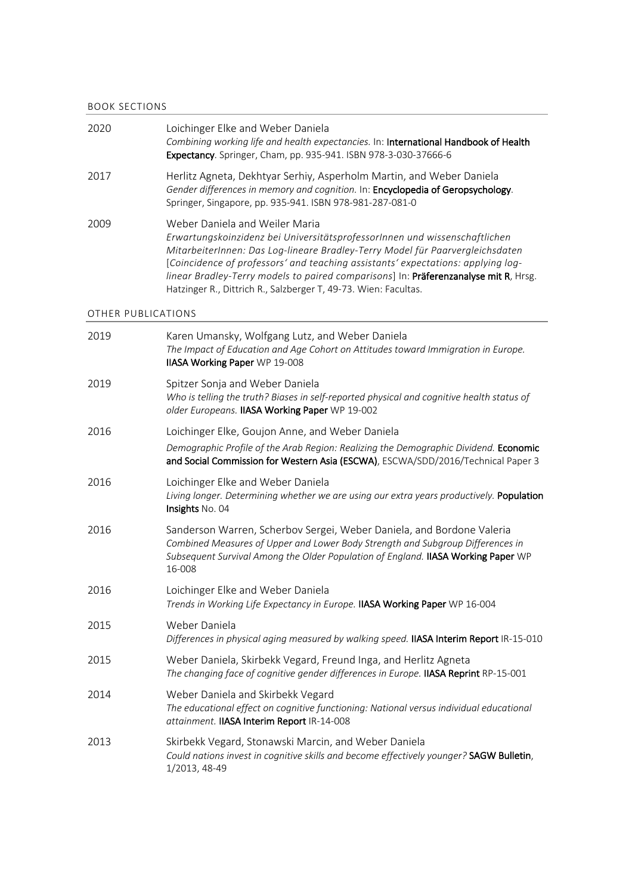## BOOK SECTIONS

2020 Loichinger Elke and Weber Daniela
*Combining working life and health expectancies.* In: **International Handbook of Health Expectancy**. Springer, Cham, pp. 935-941. ISBN 978-3-030-37666-6

2017 Herlitz Agneta, Dekhtyar Serhiy, Asperholm Martin, and Weber Daniela
*Gender differences in memory and cognition.* In: **Encyclopedia of Geropsychology**. Springer, Singapore, pp. 935-941. ISBN 978-981-287-081-0

2009 Weber Daniela and Weiler Maria
*Erwartungskoinzidenz bei UniversitätsprofessorInnen und wissenschaftlichen MitarbeiterInnen: Das Log-lineare Bradley-Terry Model für Paarvergleichsdaten [Coincidence of professors' and teaching assistants' expectations: applying log-linear Bradley-Terry models to paired comparisons]* In: **Präferenzanalyse mit R**, Hrsg. Hatzinger R., Dittrich R., Salzberger T, 49-73. Wien: Facultas.

## OTHER PUBLICATIONS

2019 Karen Umansky, Wolfgang Lutz, and Weber Daniela
*The Impact of Education and Age Cohort on Attitudes toward Immigration in Europe.* **IIASA Working Paper** WP 19-008

2019 Spitzer Sonja and Weber Daniela
*Who is telling the truth? Biases in self-reported physical and cognitive health status of older Europeans.* **IIASA Working Paper** WP 19-002

2016 Loichinger Elke, Goujon Anne, and Weber Daniela
*Demographic Profile of the Arab Region: Realizing the Demographic Dividend.* **Economic and Social Commission for Western Asia (ESCWA)**, ESCWA/SDD/2016/Technical Paper 3

2016 Loichinger Elke and Weber Daniela
*Living longer. Determining whether we are using our extra years productively.* **Population Insights** No. 04

2016 Sanderson Warren, Scherbov Sergei, Weber Daniela, and Bordone Valeria
*Combined Measures of Upper and Lower Body Strength and Subgroup Differences in Subsequent Survival Among the Older Population of England.* **IIASA Working Paper** WP 16-008

2016 Loichinger Elke and Weber Daniela
*Trends in Working Life Expectancy in Europe.* **IIASA Working Paper** WP 16-004

2015 Weber Daniela
*Differences in physical aging measured by walking speed.* **IIASA Interim Report** IR-15-010

2015 Weber Daniela, Skirbekk Vegard, Freund Inga, and Herlitz Agneta
*The changing face of cognitive gender differences in Europe.* **IIASA Reprint** RP-15-001

2014 Weber Daniela and Skirbekk Vegard
*The educational effect on cognitive functioning: National versus individual educational attainment.* **IIASA Interim Report** IR-14-008

2013 Skirbekk Vegard, Stonawski Marcin, and Weber Daniela
*Could nations invest in cognitive skills and become effectively younger?* **SAGW Bulletin**, 1/2013, 48-49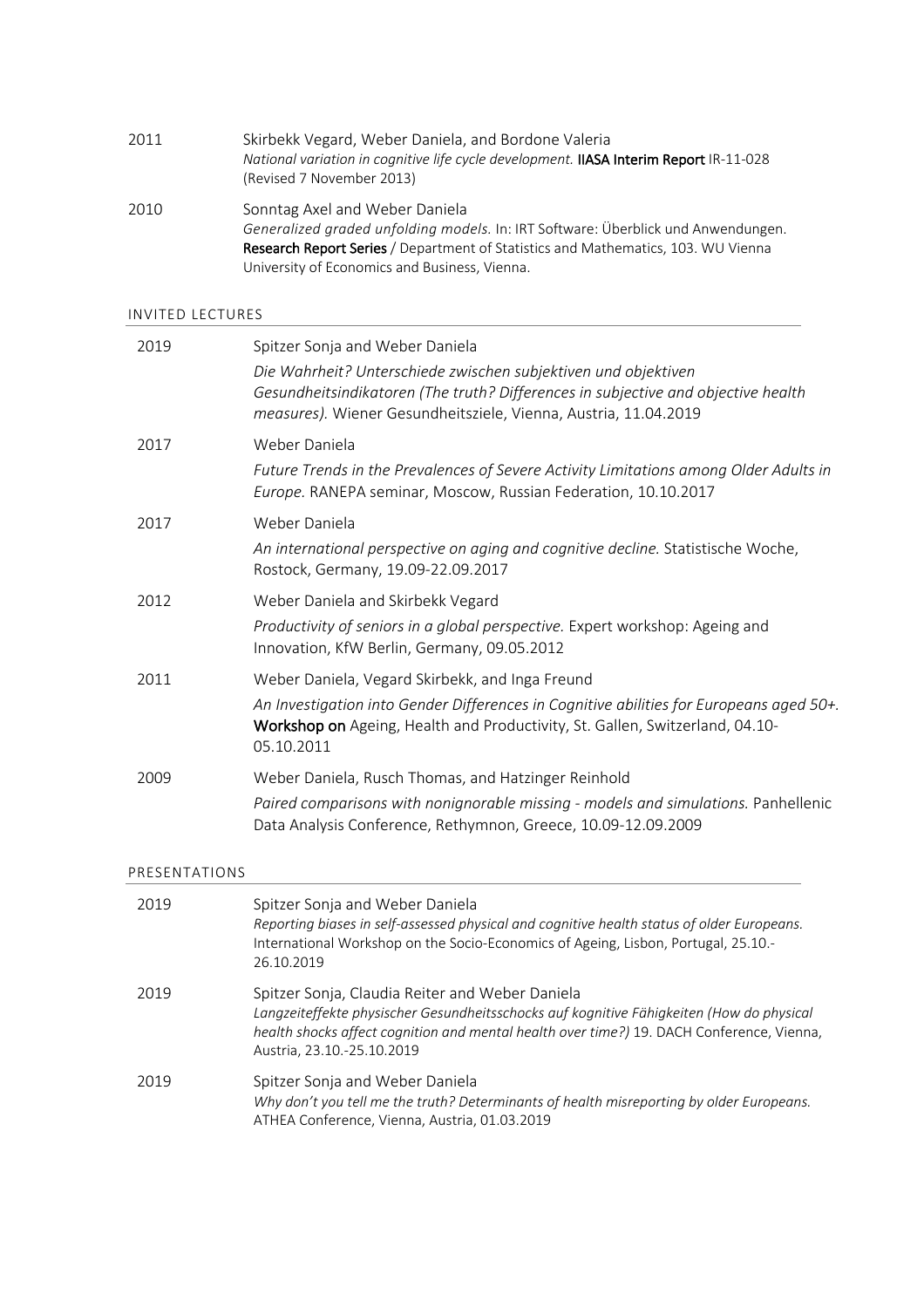2011 Skirbekk Vegard, Weber Daniela, and Bordone Valeria
*National variation in cognitive life cycle development.* **IIASA Interim Report** IR-11-028 (Revised 7 November 2013)

2010 Sonntag Axel and Weber Daniela
*Generalized graded unfolding models.* In: IRT Software: Überblick und Anwendungen. **Research Report Series** / Department of Statistics and Mathematics, 103. WU Vienna University of Economics and Business, Vienna.

## INVITED LECTURES

2019 Spitzer Sonja and Weber Daniela
*Die Wahrheit? Unterschiede zwischen subjektiven und objektiven Gesundheitsindikatoren (The truth? Differences in subjective and objective health measures).* Wiener Gesundheitsziele, Vienna, Austria, 11.04.2019

2017 Weber Daniela
*Future Trends in the Prevalences of Severe Activity Limitations among Older Adults in Europe.* RANEPA seminar, Moscow, Russian Federation, 10.10.2017

2017 Weber Daniela
*An international perspective on aging and cognitive decline.* Statistische Woche, Rostock, Germany, 19.09-22.09.2017

2012 Weber Daniela and Skirbekk Vegard
*Productivity of seniors in a global perspective.* Expert workshop: Ageing and Innovation, KfW Berlin, Germany, 09.05.2012

2011 Weber Daniela, Vegard Skirbekk, and Inga Freund
*An Investigation into Gender Differences in Cognitive abilities for Europeans aged 50+.* **Workshop on** Ageing, Health and Productivity, St. Gallen, Switzerland, 04.10-05.10.2011

2009 Weber Daniela, Rusch Thomas, and Hatzinger Reinhold
*Paired comparisons with nonignorable missing - models and simulations.* Panhellenic Data Analysis Conference, Rethymnon, Greece, 10.09-12.09.2009

## PRESENTATIONS

2019 Spitzer Sonja and Weber Daniela
*Reporting biases in self-assessed physical and cognitive health status of older Europeans.* International Workshop on the Socio-Economics of Ageing, Lisbon, Portugal, 25.10.-26.10.2019

2019 Spitzer Sonja, Claudia Reiter and Weber Daniela
*Langzeiteffekte physischer Gesundheitsschocks auf kognitive Fähigkeiten (How do physical health shocks affect cognition and mental health over time?)* 19. DACH Conference, Vienna, Austria, 23.10.-25.10.2019

2019 Spitzer Sonja and Weber Daniela
*Why don't you tell me the truth? Determinants of health misreporting by older Europeans.* ATHEA Conference, Vienna, Austria, 01.03.2019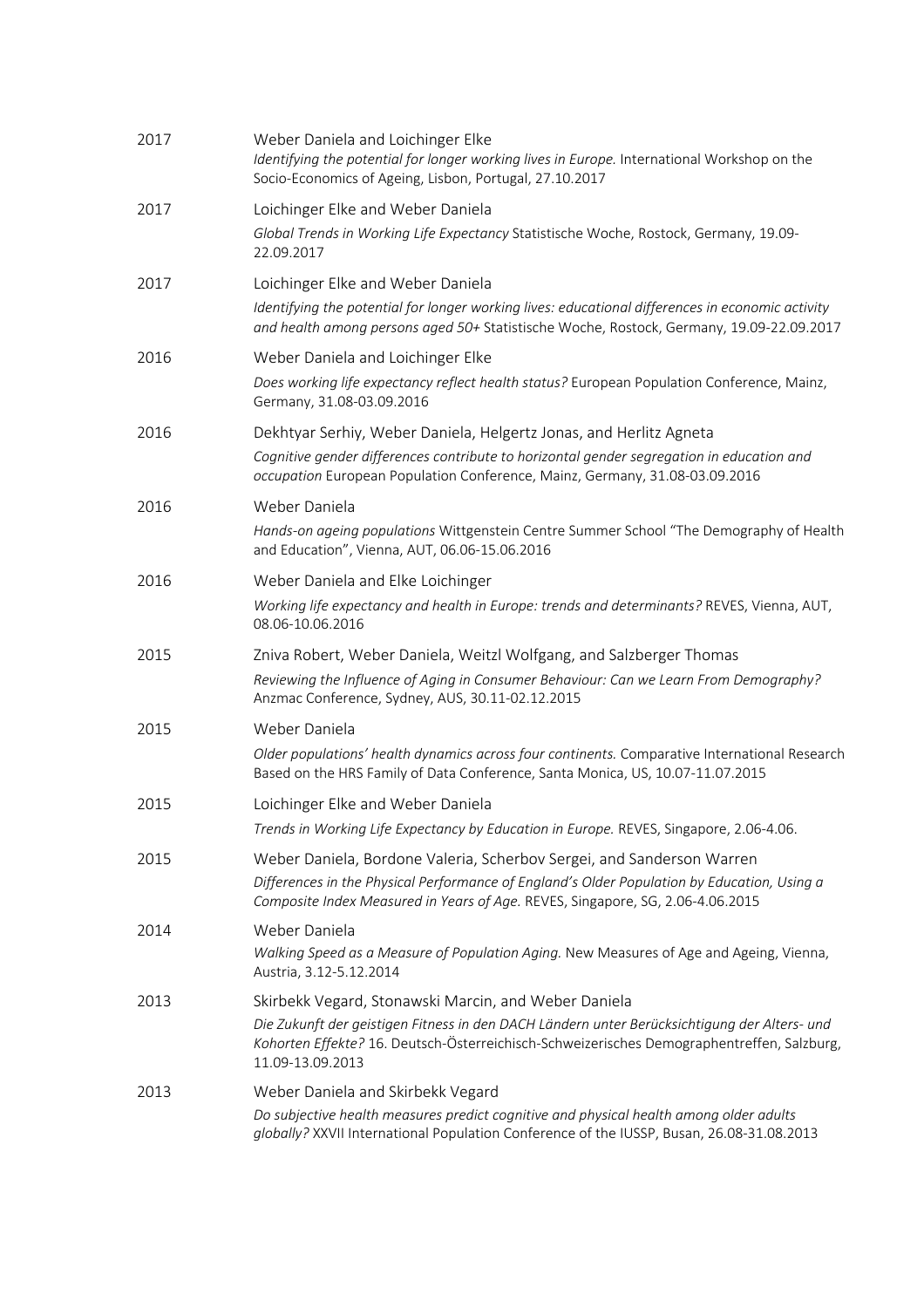2017 Weber Daniela and Loichinger Elke
*Identifying the potential for longer working lives in Europe.* International Workshop on the Socio-Economics of Ageing, Lisbon, Portugal, 27.10.2017

2017 Loichinger Elke and Weber Daniela
*Global Trends in Working Life Expectancy* Statistische Woche, Rostock, Germany, 19.09-22.09.2017

2017 Loichinger Elke and Weber Daniela
*Identifying the potential for longer working lives: educational differences in economic activity and health among persons aged 50+* Statistische Woche, Rostock, Germany, 19.09-22.09.2017

2016 Weber Daniela and Loichinger Elke
*Does working life expectancy reflect health status?* European Population Conference, Mainz, Germany, 31.08-03.09.2016

2016 Dekhtyar Serhiy, Weber Daniela, Helgertz Jonas, and Herlitz Agneta
*Cognitive gender differences contribute to horizontal gender segregation in education and occupation* European Population Conference, Mainz, Germany, 31.08-03.09.2016

2016 Weber Daniela
*Hands-on ageing populations* Wittgenstein Centre Summer School "The Demography of Health and Education", Vienna, AUT, 06.06-15.06.2016

2016 Weber Daniela and Elke Loichinger
*Working life expectancy and health in Europe: trends and determinants?* REVES, Vienna, AUT, 08.06-10.06.2016

2015 Zniva Robert, Weber Daniela, Weitzl Wolfgang, and Salzberger Thomas
*Reviewing the Influence of Aging in Consumer Behaviour: Can we Learn From Demography?* Anzmac Conference, Sydney, AUS, 30.11-02.12.2015

2015 Weber Daniela
*Older populations' health dynamics across four continents.* Comparative International Research Based on the HRS Family of Data Conference, Santa Monica, US, 10.07-11.07.2015

2015 Loichinger Elke and Weber Daniela
*Trends in Working Life Expectancy by Education in Europe.* REVES, Singapore, 2.06-4.06.

2015 Weber Daniela, Bordone Valeria, Scherbov Sergei, and Sanderson Warren
*Differences in the Physical Performance of England's Older Population by Education, Using a Composite Index Measured in Years of Age.* REVES, Singapore, SG, 2.06-4.06.2015

2014 Weber Daniela
*Walking Speed as a Measure of Population Aging.* New Measures of Age and Ageing, Vienna, Austria, 3.12-5.12.2014

2013 Skirbekk Vegard, Stonawski Marcin, and Weber Daniela
*Die Zukunft der geistigen Fitness in den DACH Ländern unter Berücksichtigung der Alters- und Kohorten Effekte?* 16. Deutsch-Österreichisch-Schweizerisches Demographentreffen, Salzburg, 11.09-13.09.2013

2013 Weber Daniela and Skirbekk Vegard
*Do subjective health measures predict cognitive and physical health among older adults globally?* XXVII International Population Conference of the IUSSP, Busan, 26.08-31.08.2013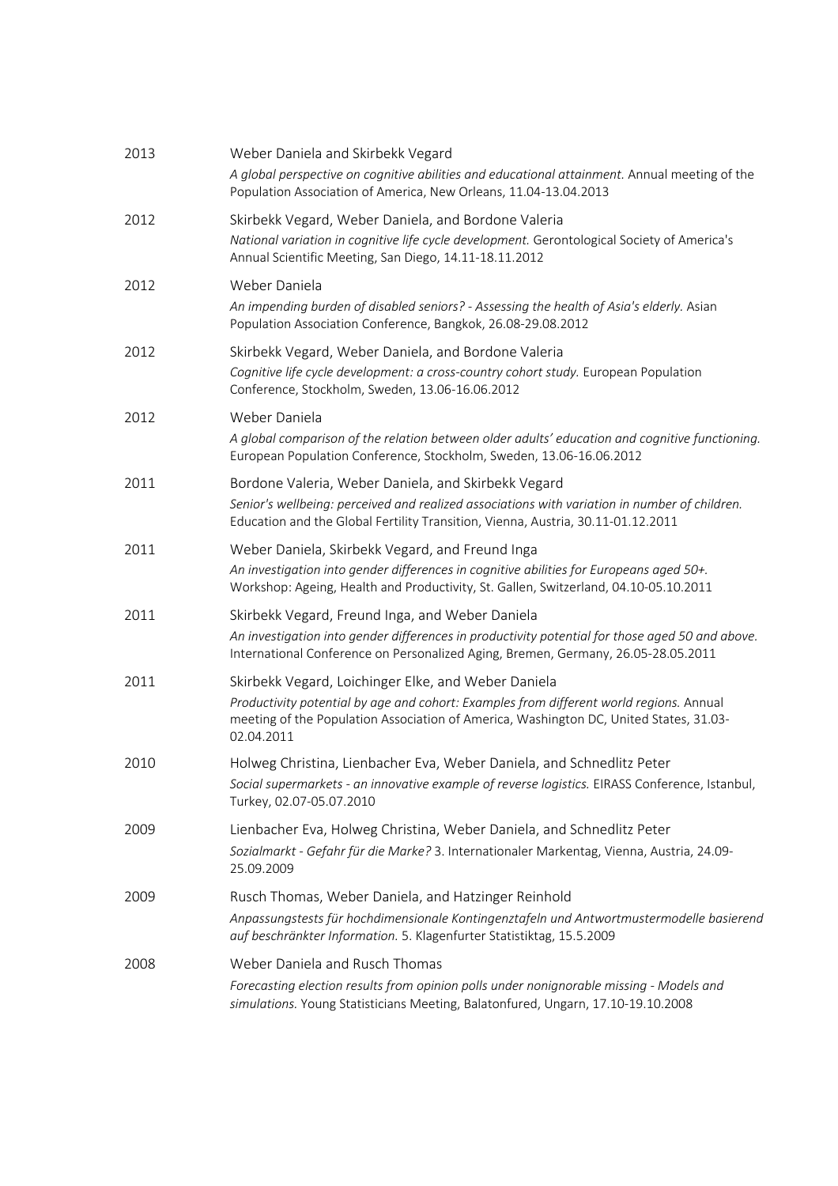2013 Weber Daniela and Skirbekk Vegard
*A global perspective on cognitive abilities and educational attainment.* Annual meeting of the Population Association of America, New Orleans, 11.04-13.04.2013

2012 Skirbekk Vegard, Weber Daniela, and Bordone Valeria
*National variation in cognitive life cycle development.* Gerontological Society of America's Annual Scientific Meeting, San Diego, 14.11-18.11.2012

2012 Weber Daniela
*An impending burden of disabled seniors? - Assessing the health of Asia's elderly.* Asian Population Association Conference, Bangkok, 26.08-29.08.2012

2012 Skirbekk Vegard, Weber Daniela, and Bordone Valeria
*Cognitive life cycle development: a cross-country cohort study.* European Population Conference, Stockholm, Sweden, 13.06-16.06.2012

2012 Weber Daniela
*A global comparison of the relation between older adults' education and cognitive functioning.* European Population Conference, Stockholm, Sweden, 13.06-16.06.2012

2011 Bordone Valeria, Weber Daniela, and Skirbekk Vegard
*Senior's wellbeing: perceived and realized associations with variation in number of children.* Education and the Global Fertility Transition, Vienna, Austria, 30.11-01.12.2011

2011 Weber Daniela, Skirbekk Vegard, and Freund Inga
*An investigation into gender differences in cognitive abilities for Europeans aged 50+.* Workshop: Ageing, Health and Productivity, St. Gallen, Switzerland, 04.10-05.10.2011

2011 Skirbekk Vegard, Freund Inga, and Weber Daniela
*An investigation into gender differences in productivity potential for those aged 50 and above.* International Conference on Personalized Aging, Bremen, Germany, 26.05-28.05.2011

2011 Skirbekk Vegard, Loichinger Elke, and Weber Daniela
*Productivity potential by age and cohort: Examples from different world regions.* Annual meeting of the Population Association of America, Washington DC, United States, 31.03-02.04.2011

2010 Holweg Christina, Lienbacher Eva, Weber Daniela, and Schnedlitz Peter
*Social supermarkets - an innovative example of reverse logistics.* EIRASS Conference, Istanbul, Turkey, 02.07-05.07.2010

2009 Lienbacher Eva, Holweg Christina, Weber Daniela, and Schnedlitz Peter
*Sozialmarkt - Gefahr für die Marke?* 3. Internationaler Markentag, Vienna, Austria, 24.09-25.09.2009

2009 Rusch Thomas, Weber Daniela, and Hatzinger Reinhold
*Anpassungstests für hochdimensionale Kontingenztafeln und Antwortmustermodelle basierend auf beschränkter Information.* 5. Klagenfurter Statistiktag, 15.5.2009

2008 Weber Daniela and Rusch Thomas
*Forecasting election results from opinion polls under nonignorable missing - Models and simulations.* Young Statisticians Meeting, Balatonfured, Ungarn, 17.10-19.10.2008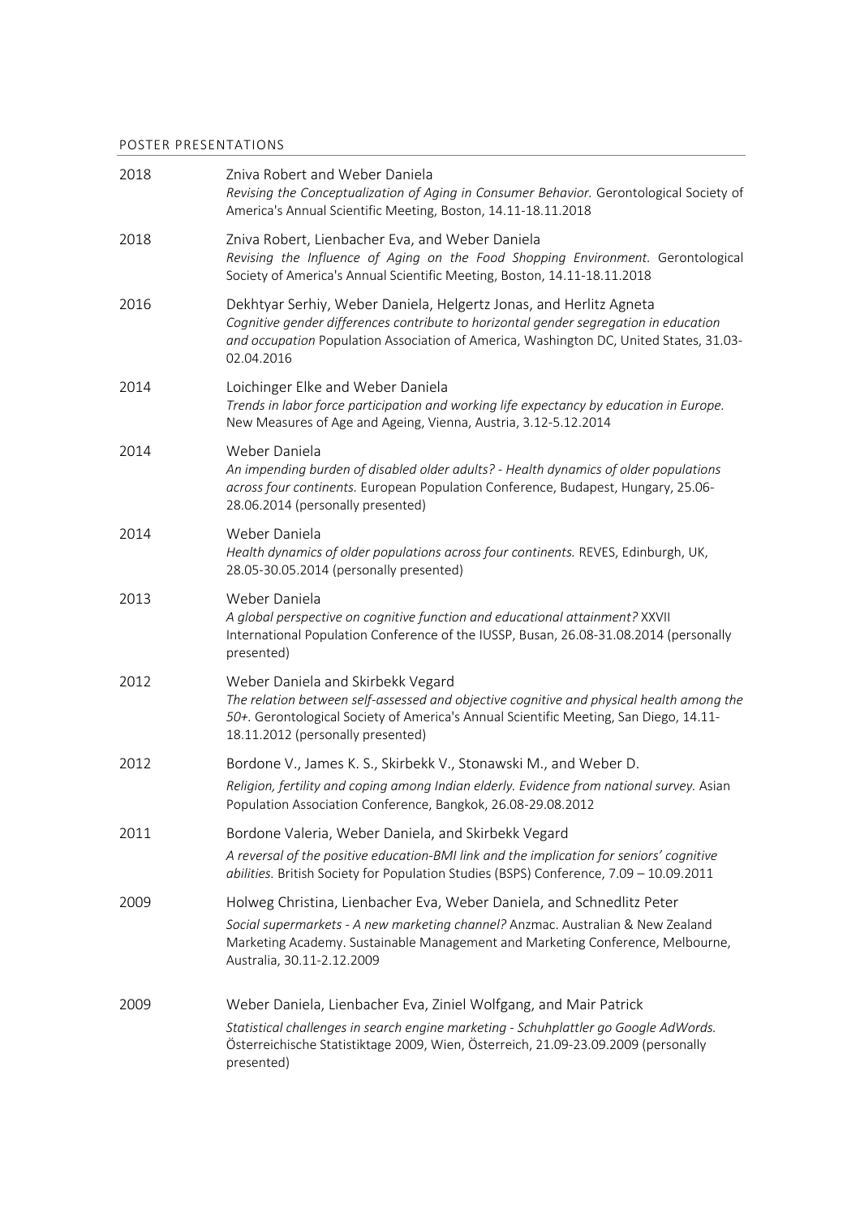## POSTER PRESENTATIONS

| | |
|---|---|
| 2018 | Zniva Robert and Weber Daniela<br>*Revising the Conceptualization of Aging in Consumer Behavior.* Gerontological Society of America's Annual Scientific Meeting, Boston, 14.11-18.11.2018 |
| 2018 | Zniva Robert, Lienbacher Eva, and Weber Daniela<br>*Revising the Influence of Aging on the Food Shopping Environment.* Gerontological Society of America's Annual Scientific Meeting, Boston, 14.11-18.11.2018 |
| 2016 | Dekhtyar Serhiy, Weber Daniela, Helgertz Jonas, and Herlitz Agneta<br>*Cognitive gender differences contribute to horizontal gender segregation in education and occupation* Population Association of America, Washington DC, United States, 31.03-02.04.2016 |
| 2014 | Loichinger Elke and Weber Daniela<br>*Trends in labor force participation and working life expectancy by education in Europe.* New Measures of Age and Ageing, Vienna, Austria, 3.12-5.12.2014 |
| 2014 | Weber Daniela<br>*An impending burden of disabled older adults? - Health dynamics of older populations across four continents.* European Population Conference, Budapest, Hungary, 25.06-28.06.2014 (personally presented) |
| 2014 | Weber Daniela<br>*Health dynamics of older populations across four continents.* REVES, Edinburgh, UK, 28.05-30.05.2014 (personally presented) |
| 2013 | Weber Daniela<br>*A global perspective on cognitive function and educational attainment?* XXVII International Population Conference of the IUSSP, Busan, 26.08-31.08.2014 (personally presented) |
| 2012 | Weber Daniela and Skirbekk Vegard<br>*The relation between self-assessed and objective cognitive and physical health among the 50+.* Gerontological Society of America's Annual Scientific Meeting, San Diego, 14.11-18.11.2012 (personally presented) |
| 2012 | Bordone V., James K. S., Skirbekk V., Stonawski M., and Weber D.<br>*Religion, fertility and coping among Indian elderly. Evidence from national survey.* Asian Population Association Conference, Bangkok, 26.08-29.08.2012 |
| 2011 | Bordone Valeria, Weber Daniela, and Skirbekk Vegard<br>*A reversal of the positive education-BMI link and the implication for seniors' cognitive abilities.* British Society for Population Studies (BSPS) Conference, 7.09 – 10.09.2011 |
| 2009 | Holweg Christina, Lienbacher Eva, Weber Daniela, and Schnedlitz Peter<br>*Social supermarkets - A new marketing channel?* Anzmac. Australian & New Zealand Marketing Academy. Sustainable Management and Marketing Conference, Melbourne, Australia, 30.11-2.12.2009 |
| 2009 | Weber Daniela, Lienbacher Eva, Ziniel Wolfgang, and Mair Patrick<br>*Statistical challenges in search engine marketing - Schuhplattler go Google AdWords.* Österreichische Statistiktage 2009, Wien, Österreich, 21.09-23.09.2009 (personally presented) |